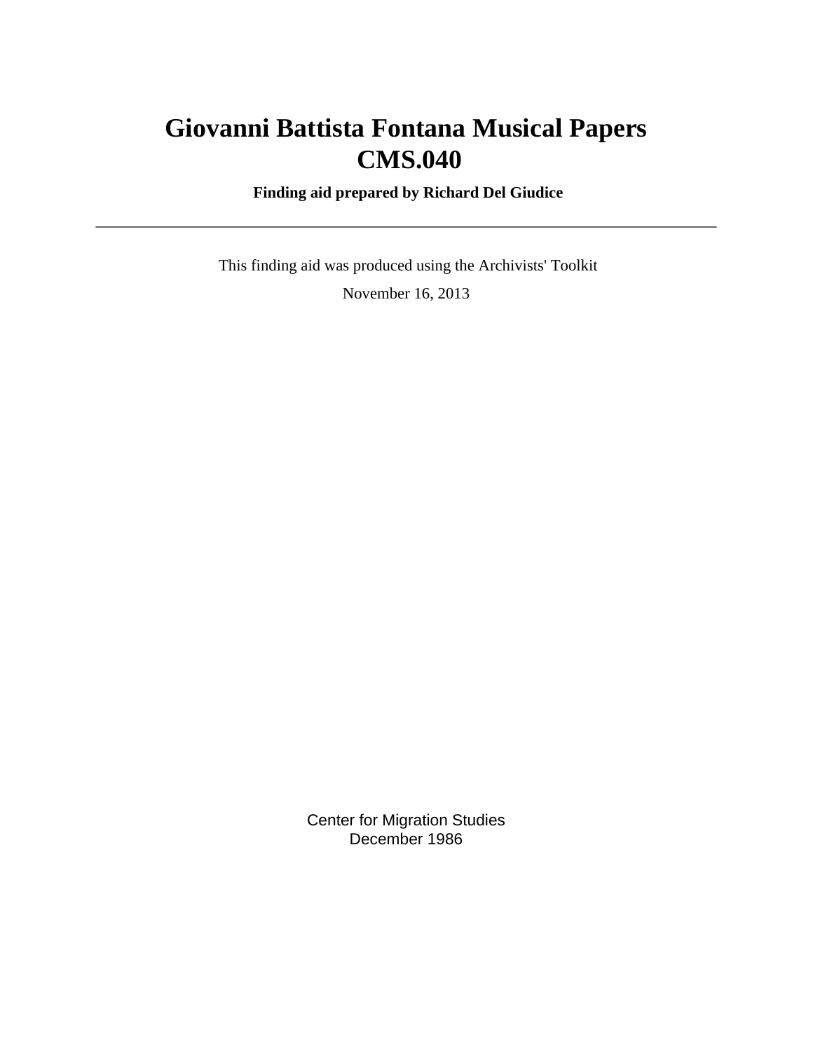# Giovanni Battista Fontana Musical Papers
# CMS.040

**Finding aid prepared by Richard Del Giudice**

---

This finding aid was produced using the Archivists' Toolkit

November 16, 2013

Center for Migration Studies
December 1986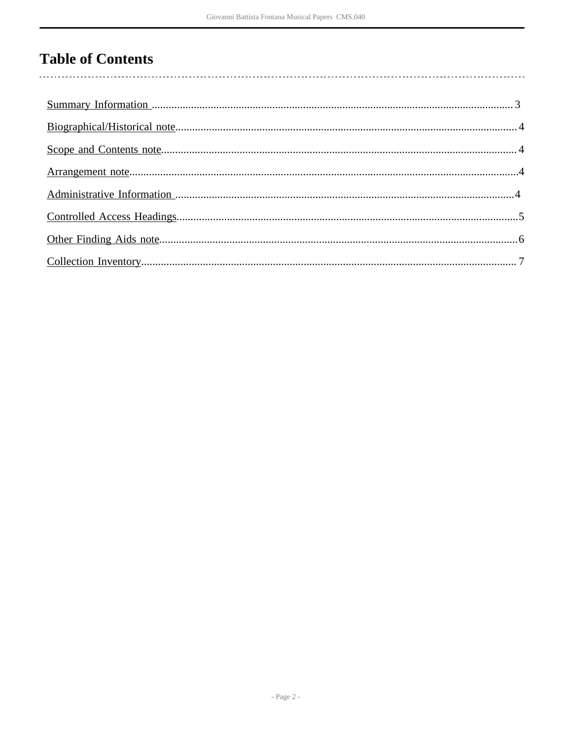# Table of Contents

Summary Information ........................................ 3

Biographical/Historical note........................................ 4

Scope and Contents note........................................ 4

Arrangement note........................................ 4

Administrative Information ........................................ 4

Controlled Access Headings........................................ 5

Other Finding Aids note........................................ 6

Collection Inventory........................................ 7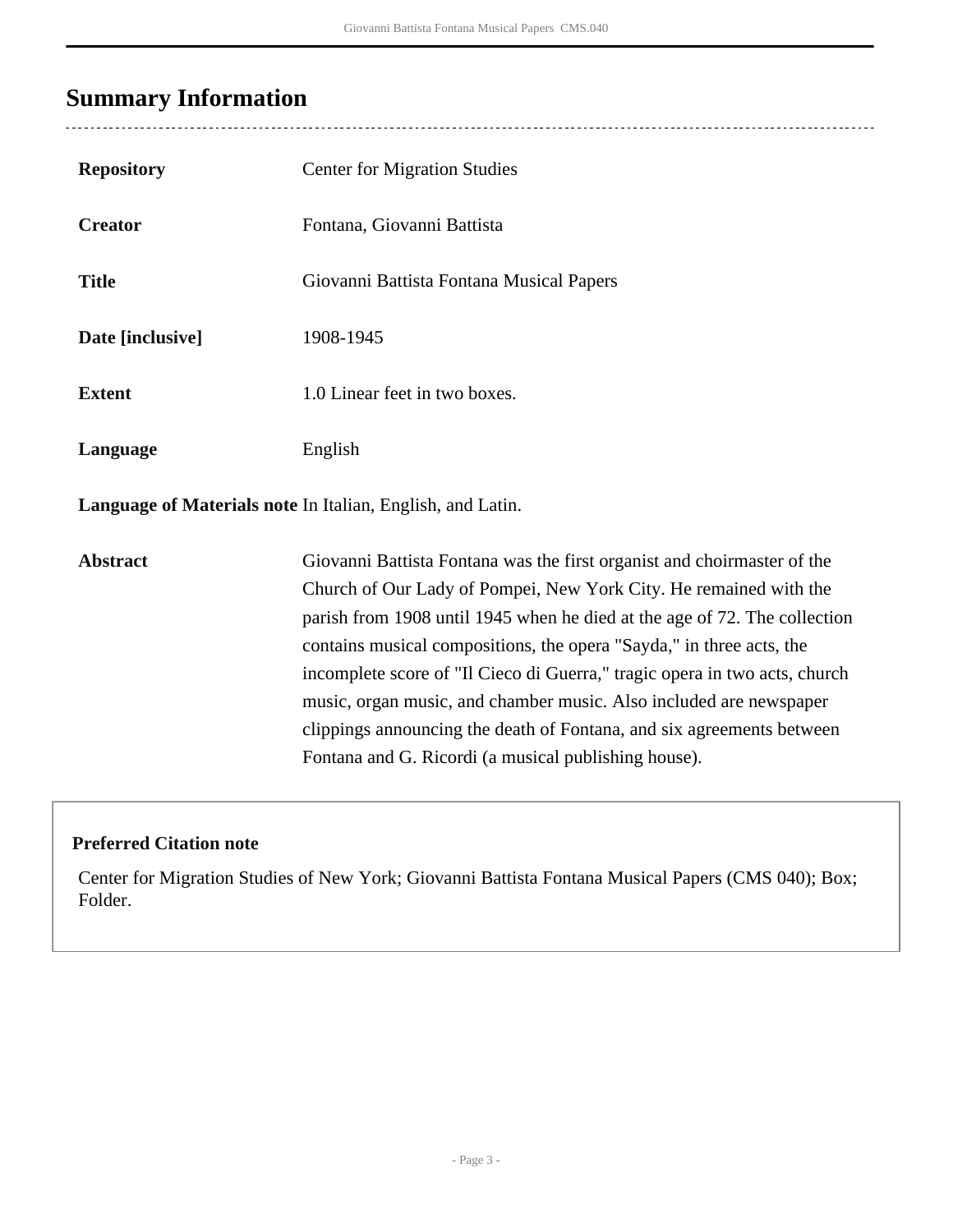## Summary Information

| | |
|---|---|
| **Repository** | Center for Migration Studies |
| **Creator** | Fontana, Giovanni Battista |
| **Title** | Giovanni Battista Fontana Musical Papers |
| **Date [inclusive]** | 1908-1945 |
| **Extent** | 1.0 Linear feet in two boxes. |
| **Language** | English |
| **Language of Materials note** | In Italian, English, and Latin. |
| **Abstract** | Giovanni Battista Fontana was the first organist and choirmaster of the Church of Our Lady of Pompei, New York City. He remained with the parish from 1908 until 1945 when he died at the age of 72. The collection contains musical compositions, the opera "Sayda," in three acts, the incomplete score of "Il Cieco di Guerra," tragic opera in two acts, church music, organ music, and chamber music. Also included are newspaper clippings announcing the death of Fontana, and six agreements between Fontana and G. Ricordi (a musical publishing house). |

**Preferred Citation note**

Center for Migration Studies of New York; Giovanni Battista Fontana Musical Papers (CMS 040); Box; Folder.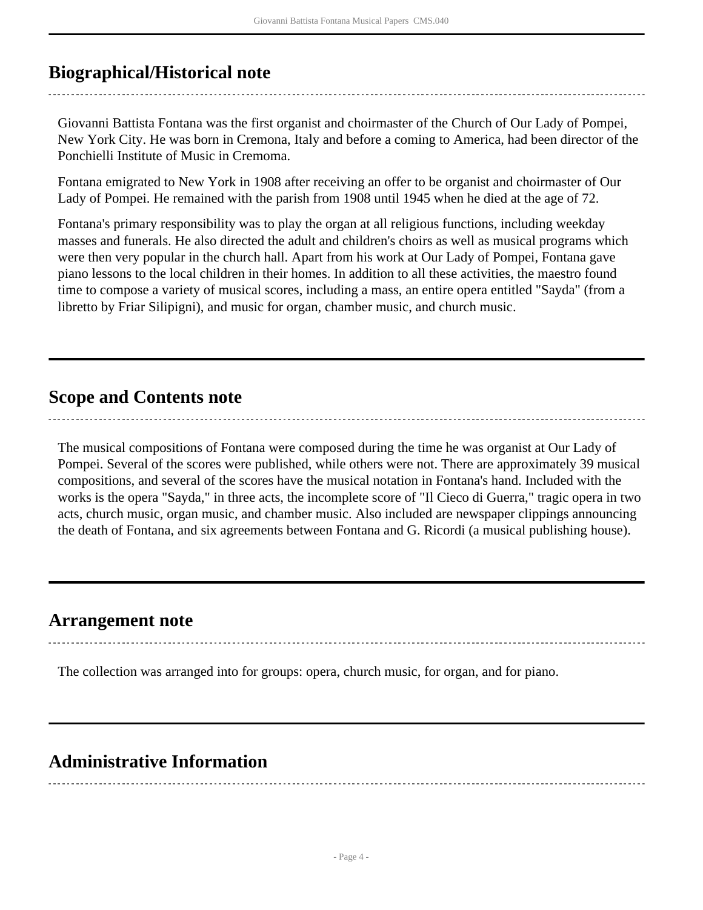## Biographical/Historical note

Giovanni Battista Fontana was the first organist and choirmaster of the Church of Our Lady of Pompei, New York City. He was born in Cremona, Italy and before a coming to America, had been director of the Ponchielli Institute of Music in Cremoma.

Fontana emigrated to New York in 1908 after receiving an offer to be organist and choirmaster of Our Lady of Pompei. He remained with the parish from 1908 until 1945 when he died at the age of 72.

Fontana's primary responsibility was to play the organ at all religious functions, including weekday masses and funerals. He also directed the adult and children's choirs as well as musical programs which were then very popular in the church hall. Apart from his work at Our Lady of Pompei, Fontana gave piano lessons to the local children in their homes. In addition to all these activities, the maestro found time to compose a variety of musical scores, including a mass, an entire opera entitled "Sayda" (from a libretto by Friar Silipigni), and music for organ, chamber music, and church music.

## Scope and Contents note

The musical compositions of Fontana were composed during the time he was organist at Our Lady of Pompei. Several of the scores were published, while others were not. There are approximately 39 musical compositions, and several of the scores have the musical notation in Fontana's hand. Included with the works is the opera "Sayda," in three acts, the incomplete score of "Il Cieco di Guerra," tragic opera in two acts, church music, organ music, and chamber music. Also included are newspaper clippings announcing the death of Fontana, and six agreements between Fontana and G. Ricordi (a musical publishing house).

## Arrangement note

The collection was arranged into for groups: opera, church music, for organ, and for piano.

## Administrative Information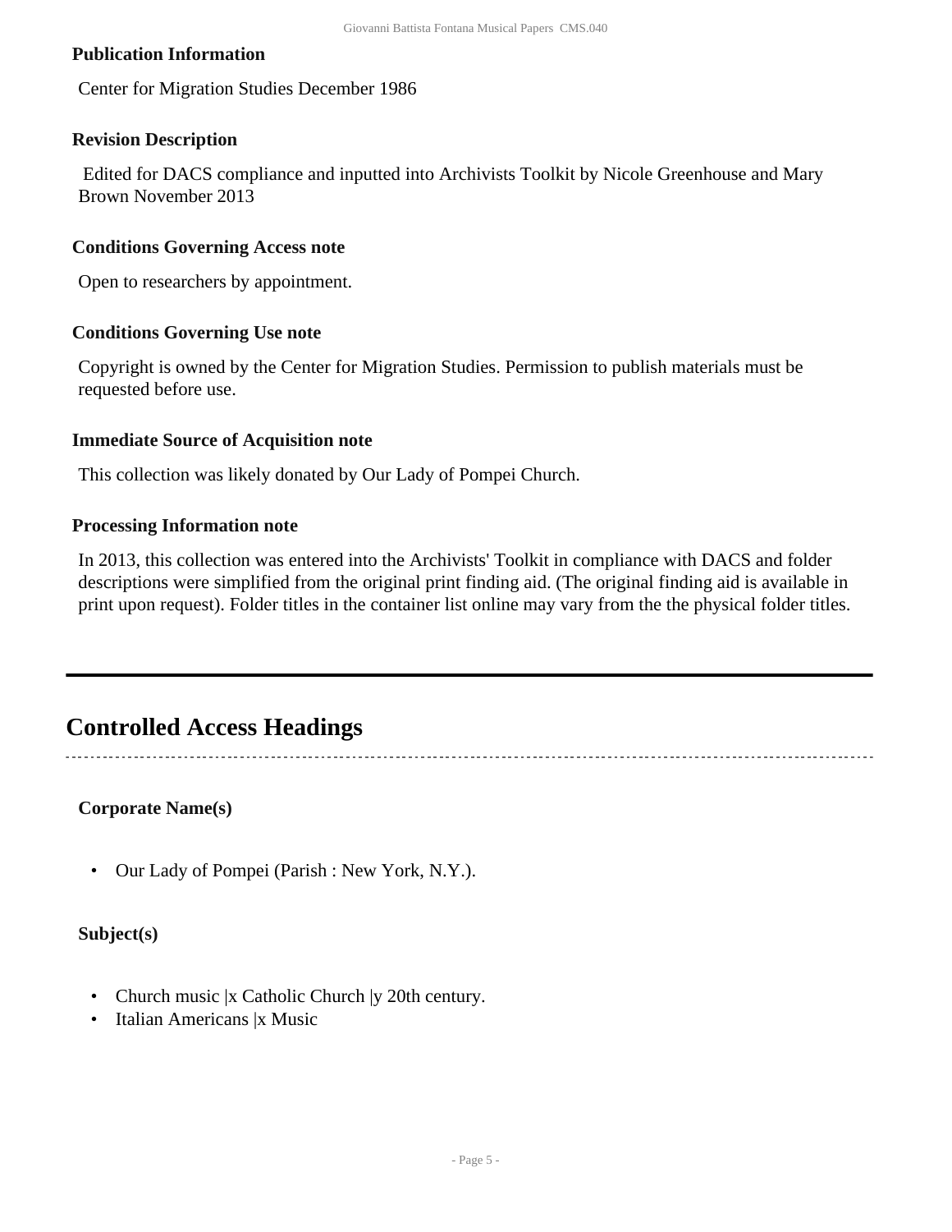### Publication Information

Center for Migration Studies December 1986

### Revision Description

Edited for DACS compliance and inputted into Archivists Toolkit by Nicole Greenhouse and Mary Brown November 2013

### Conditions Governing Access note

Open to researchers by appointment.

### Conditions Governing Use note

Copyright is owned by the Center for Migration Studies. Permission to publish materials must be requested before use.

### Immediate Source of Acquisition note

This collection was likely donated by Our Lady of Pompei Church.

### Processing Information note

In 2013, this collection was entered into the Archivists' Toolkit in compliance with DACS and folder descriptions were simplified from the original print finding aid. (The original finding aid is available in print upon request). Folder titles in the container list online may vary from the the physical folder titles.

---

## Controlled Access Headings

### Corporate Name(s)

- Our Lady of Pompei (Parish : New York, N.Y.).

### Subject(s)

- Church music |x Catholic Church |y 20th century.
- Italian Americans |x Music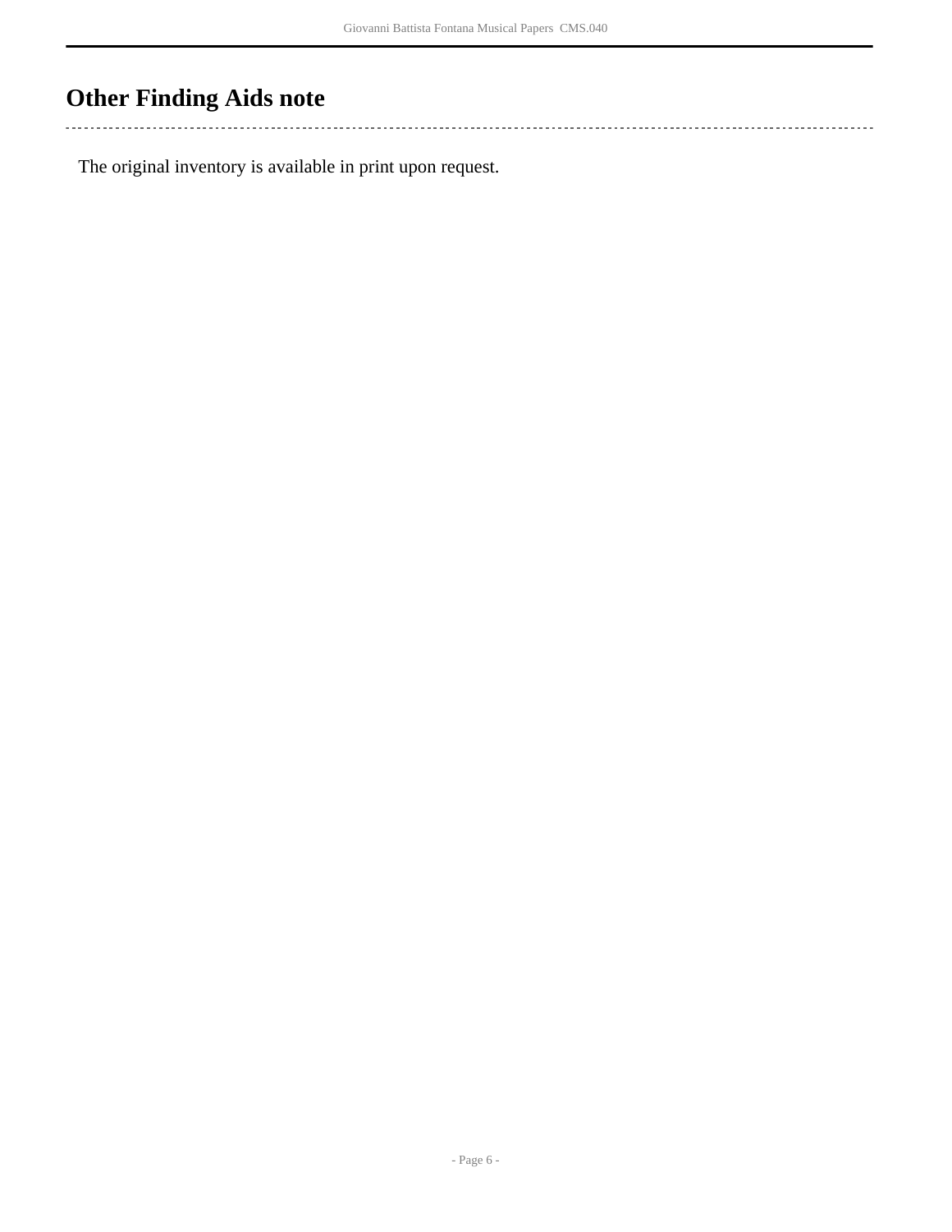## Other Finding Aids note

The original inventory is available in print upon request.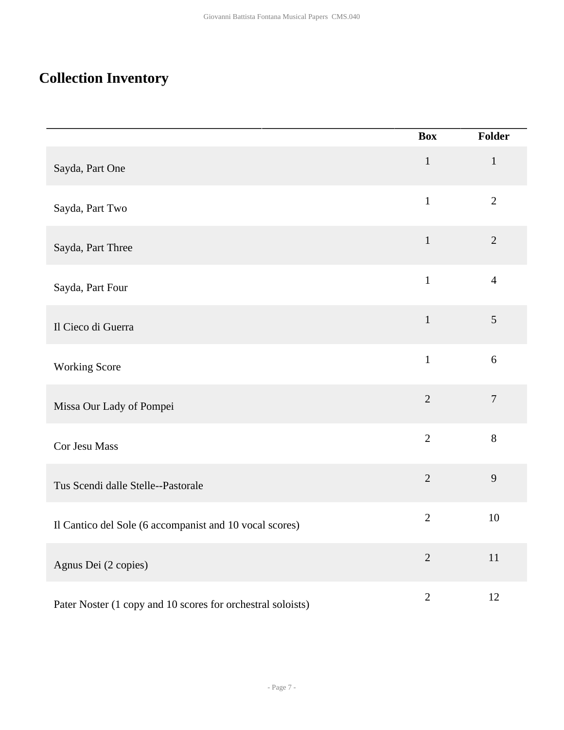## Collection Inventory

| | Box | Folder |
|---|---|---|
| Sayda, Part One | 1 | 1 |
| Sayda, Part Two | 1 | 2 |
| Sayda, Part Three | 1 | 2 |
| Sayda, Part Four | 1 | 4 |
| Il Cieco di Guerra | 1 | 5 |
| Working Score | 1 | 6 |
| Missa Our Lady of Pompei | 2 | 7 |
| Cor Jesu Mass | 2 | 8 |
| Tus Scendi dalle Stelle--Pastorale | 2 | 9 |
| Il Cantico del Sole (6 accompanist and 10 vocal scores) | 2 | 10 |
| Agnus Dei (2 copies) | 2 | 11 |
| Pater Noster (1 copy and 10 scores for orchestral soloists) | 2 | 12 |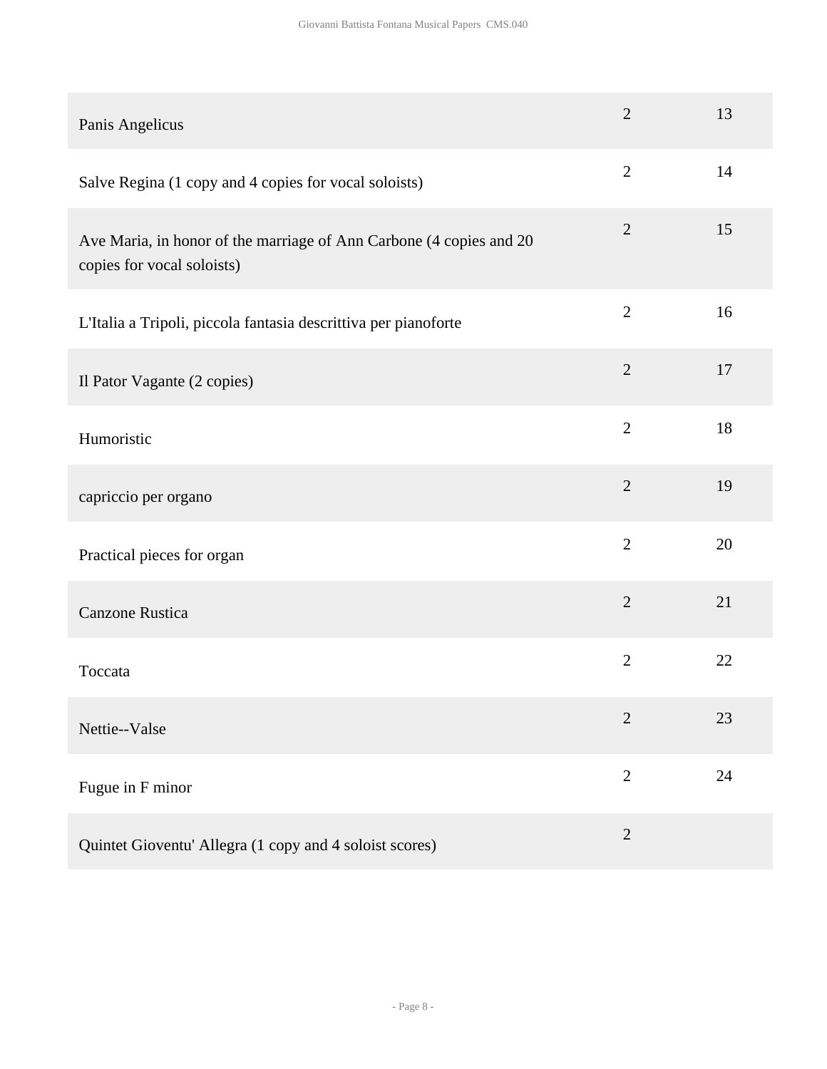| | | |
|---|---|---|
| Panis Angelicus | 2 | 13 |
| Salve Regina (1 copy and 4 copies for vocal soloists) | 2 | 14 |
| Ave Maria, in honor of the marriage of Ann Carbone (4 copies and 20 copies for vocal soloists) | 2 | 15 |
| L'Italia a Tripoli, piccola fantasia descrittiva per pianoforte | 2 | 16 |
| Il Pator Vagante (2 copies) | 2 | 17 |
| Humoristic | 2 | 18 |
| capriccio per organo | 2 | 19 |
| Practical pieces for organ | 2 | 20 |
| Canzone Rustica | 2 | 21 |
| Toccata | 2 | 22 |
| Nettie--Valse | 2 | 23 |
| Fugue in F minor | 2 | 24 |
| Quintet Gioventu' Allegra (1 copy and 4 soloist scores) | 2 | |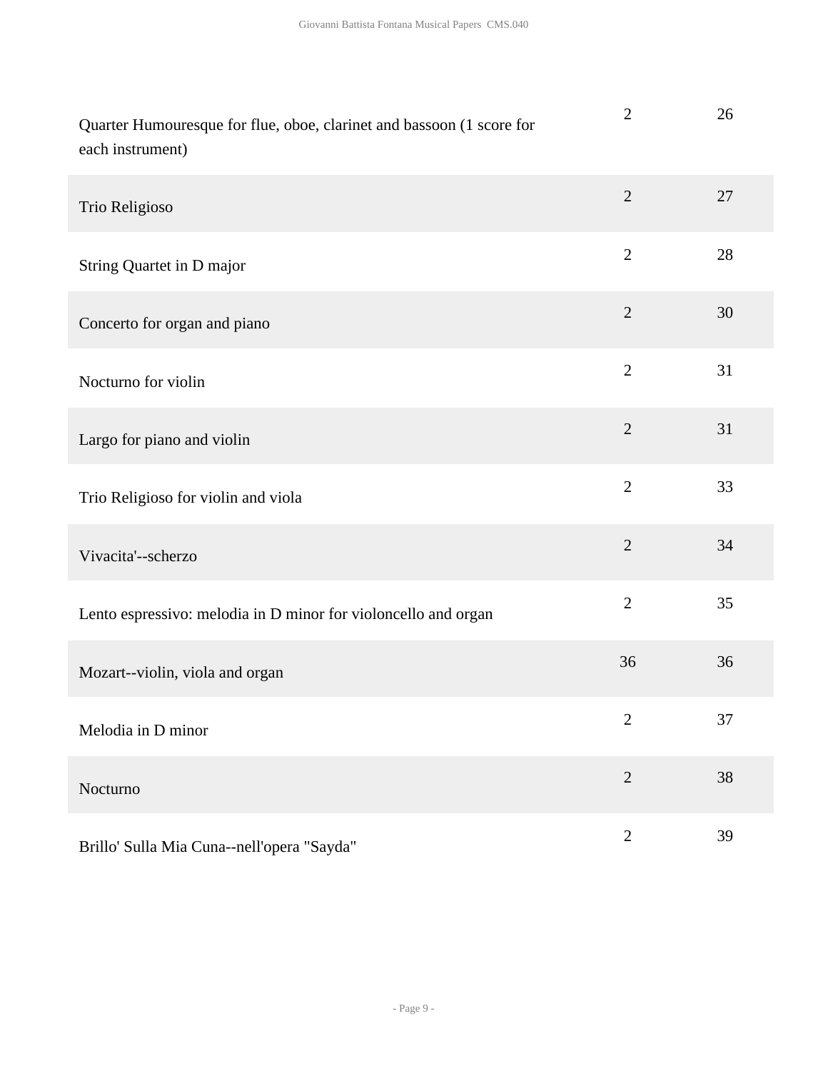| | | |
|---|---|---|
| Quarter Humouresque for flue, oboe, clarinet and bassoon (1 score for each instrument) | 2 | 26 |
| Trio Religioso | 2 | 27 |
| String Quartet in D major | 2 | 28 |
| Concerto for organ and piano | 2 | 30 |
| Nocturno for violin | 2 | 31 |
| Largo for piano and violin | 2 | 31 |
| Trio Religioso for violin and viola | 2 | 33 |
| Vivacita'--scherzo | 2 | 34 |
| Lento espressivo: melodia in D minor for violoncello and organ | 2 | 35 |
| Mozart--violin, viola and organ | 36 | 36 |
| Melodia in D minor | 2 | 37 |
| Nocturno | 2 | 38 |
| Brillo' Sulla Mia Cuna--nell'opera "Sayda" | 2 | 39 |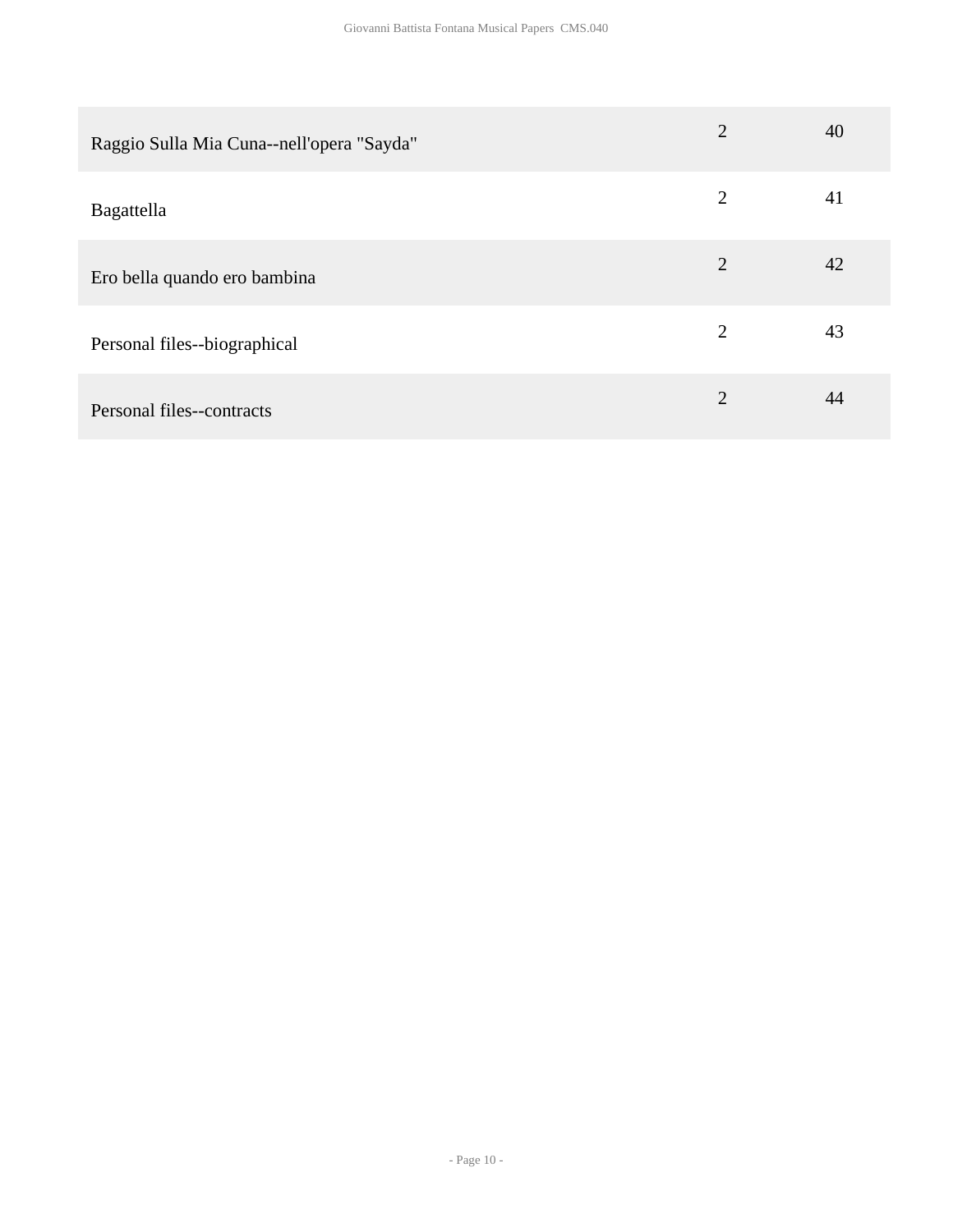| | | |
|---|---|---|
| Raggio Sulla Mia Cuna--nell'opera "Sayda" | 2 | 40 |
| Bagattella | 2 | 41 |
| Ero bella quando ero bambina | 2 | 42 |
| Personal files--biographical | 2 | 43 |
| Personal files--contracts | 2 | 44 |